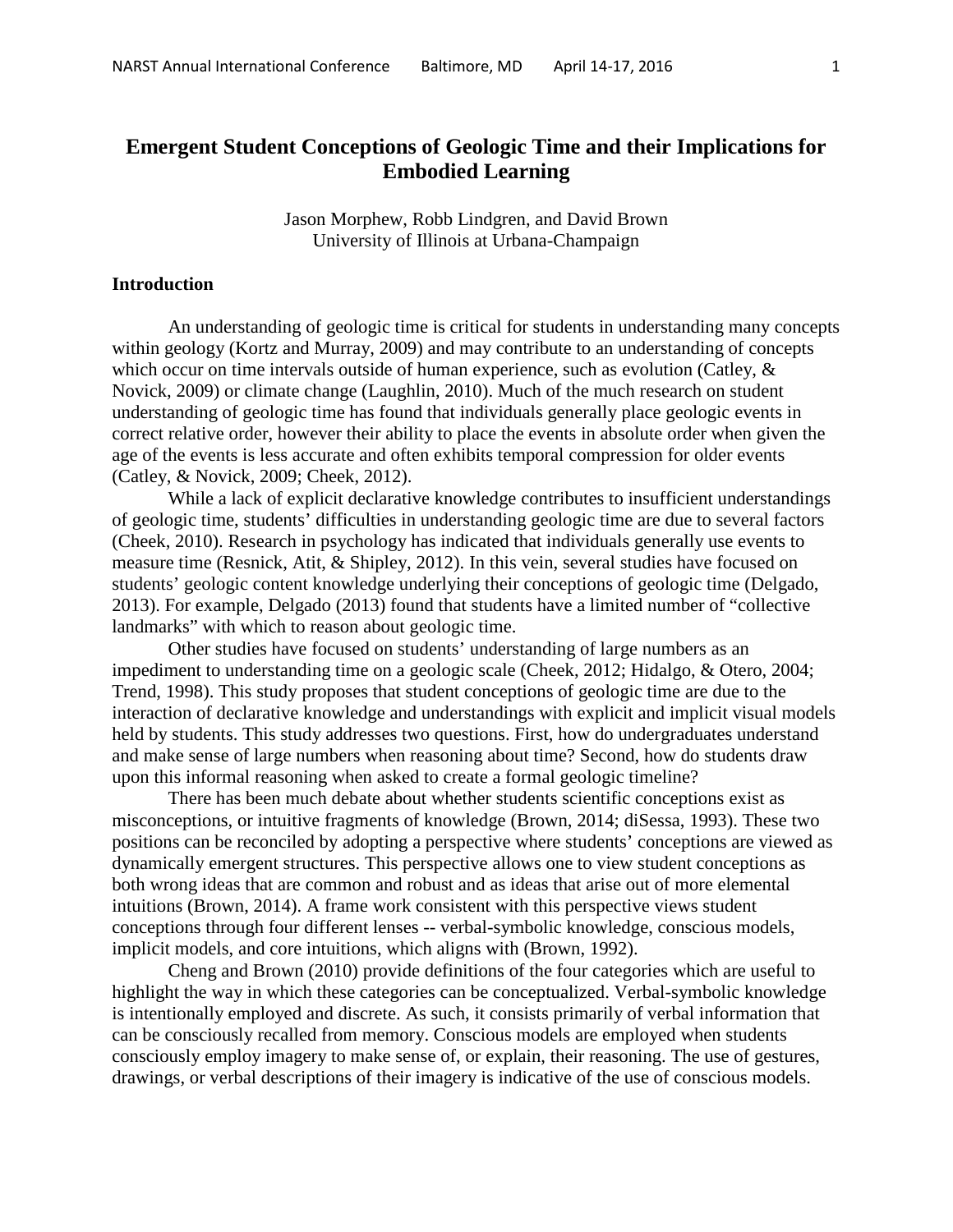# Emergent Student Conceptions of Geologic Time and their Implications for Embodied Learning

Jason Morphew, Robb Lindgren, and David Brown
University of Illinois at Urbana-Champaign

## Introduction

An understanding of geologic time is critical for students in understanding many concepts within geology (Kortz and Murray, 2009) and may contribute to an understanding of concepts which occur on time intervals outside of human experience, such as evolution (Catley, & Novick, 2009) or climate change (Laughlin, 2010). Much of the much research on student understanding of geologic time has found that individuals generally place geologic events in correct relative order, however their ability to place the events in absolute order when given the age of the events is less accurate and often exhibits temporal compression for older events (Catley, & Novick, 2009; Cheek, 2012).

While a lack of explicit declarative knowledge contributes to insufficient understandings of geologic time, students' difficulties in understanding geologic time are due to several factors (Cheek, 2010). Research in psychology has indicated that individuals generally use events to measure time (Resnick, Atit, & Shipley, 2012). In this vein, several studies have focused on students' geologic content knowledge underlying their conceptions of geologic time (Delgado, 2013). For example, Delgado (2013) found that students have a limited number of "collective landmarks" with which to reason about geologic time.

Other studies have focused on students' understanding of large numbers as an impediment to understanding time on a geologic scale (Cheek, 2012; Hidalgo, & Otero, 2004; Trend, 1998). This study proposes that student conceptions of geologic time are due to the interaction of declarative knowledge and understandings with explicit and implicit visual models held by students. This study addresses two questions. First, how do undergraduates understand and make sense of large numbers when reasoning about time? Second, how do students draw upon this informal reasoning when asked to create a formal geologic timeline?

There has been much debate about whether students scientific conceptions exist as misconceptions, or intuitive fragments of knowledge (Brown, 2014; diSessa, 1993). These two positions can be reconciled by adopting a perspective where students' conceptions are viewed as dynamically emergent structures. This perspective allows one to view student conceptions as both wrong ideas that are common and robust and as ideas that arise out of more elemental intuitions (Brown, 2014). A frame work consistent with this perspective views student conceptions through four different lenses -- verbal-symbolic knowledge, conscious models, implicit models, and core intuitions, which aligns with (Brown, 1992).

Cheng and Brown (2010) provide definitions of the four categories which are useful to highlight the way in which these categories can be conceptualized. Verbal-symbolic knowledge is intentionally employed and discrete. As such, it consists primarily of verbal information that can be consciously recalled from memory. Conscious models are employed when students consciously employ imagery to make sense of, or explain, their reasoning. The use of gestures, drawings, or verbal descriptions of their imagery is indicative of the use of conscious models.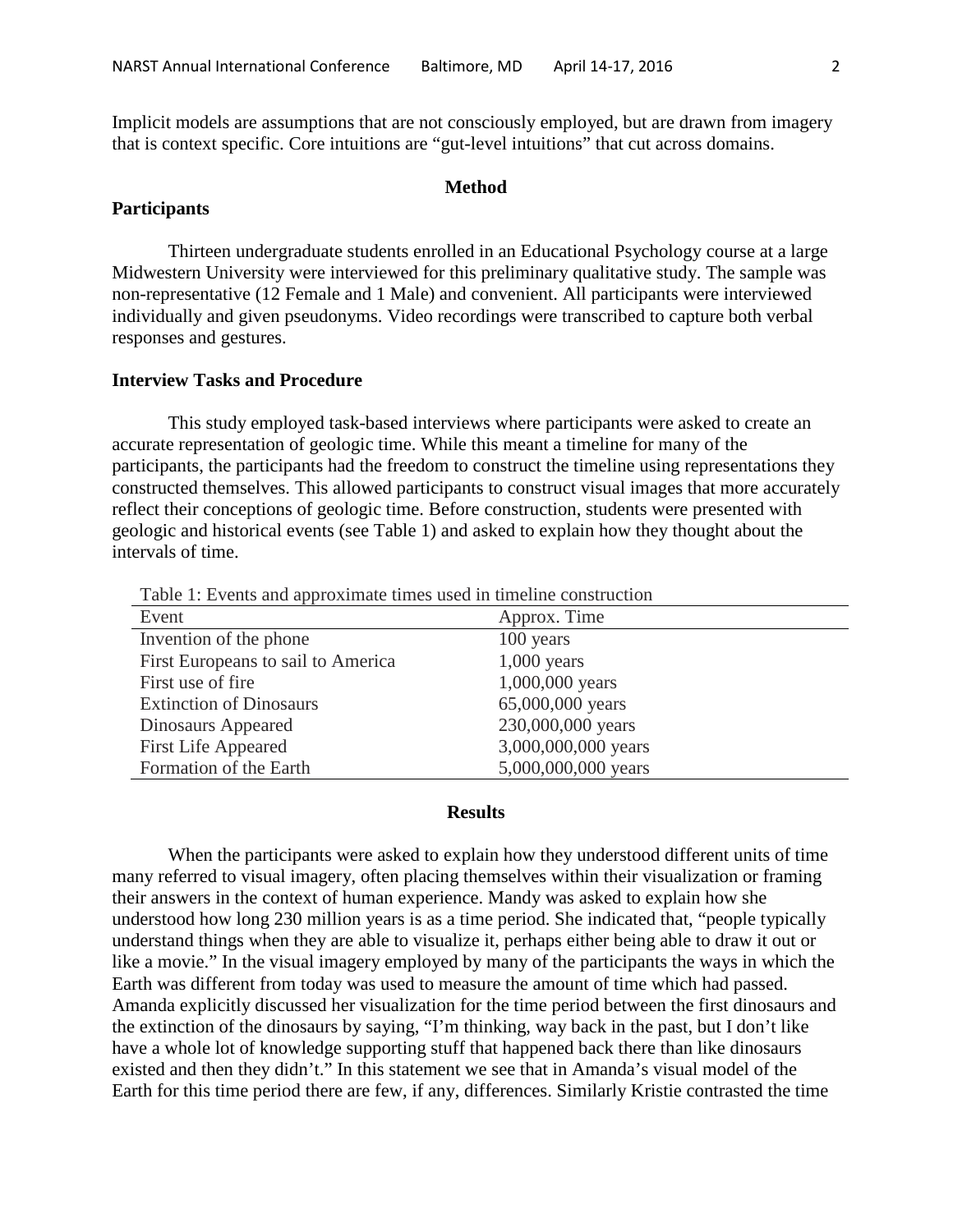Implicit models are assumptions that are not consciously employed, but are drawn from imagery that is context specific. Core intuitions are "gut-level intuitions" that cut across domains.

## Method

### Participants

Thirteen undergraduate students enrolled in an Educational Psychology course at a large Midwestern University were interviewed for this preliminary qualitative study. The sample was non-representative (12 Female and 1 Male) and convenient. All participants were interviewed individually and given pseudonyms. Video recordings were transcribed to capture both verbal responses and gestures.

### Interview Tasks and Procedure

This study employed task-based interviews where participants were asked to create an accurate representation of geologic time. While this meant a timeline for many of the participants, the participants had the freedom to construct the timeline using representations they constructed themselves. This allowed participants to construct visual images that more accurately reflect their conceptions of geologic time. Before construction, students were presented with geologic and historical events (see Table 1) and asked to explain how they thought about the intervals of time.

Table 1: Events and approximate times used in timeline construction

| Event | Approx. Time |
|---|---|
| Invention of the phone | 100 years |
| First Europeans to sail to America | 1,000 years |
| First use of fire | 1,000,000 years |
| Extinction of Dinosaurs | 65,000,000 years |
| Dinosaurs Appeared | 230,000,000 years |
| First Life Appeared | 3,000,000,000 years |
| Formation of the Earth | 5,000,000,000 years |

## Results

When the participants were asked to explain how they understood different units of time many referred to visual imagery, often placing themselves within their visualization or framing their answers in the context of human experience. Mandy was asked to explain how she understood how long 230 million years is as a time period. She indicated that, "people typically understand things when they are able to visualize it, perhaps either being able to draw it out or like a movie." In the visual imagery employed by many of the participants the ways in which the Earth was different from today was used to measure the amount of time which had passed. Amanda explicitly discussed her visualization for the time period between the first dinosaurs and the extinction of the dinosaurs by saying, "I'm thinking, way back in the past, but I don't like have a whole lot of knowledge supporting stuff that happened back there than like dinosaurs existed and then they didn't." In this statement we see that in Amanda's visual model of the Earth for this time period there are few, if any, differences. Similarly Kristie contrasted the time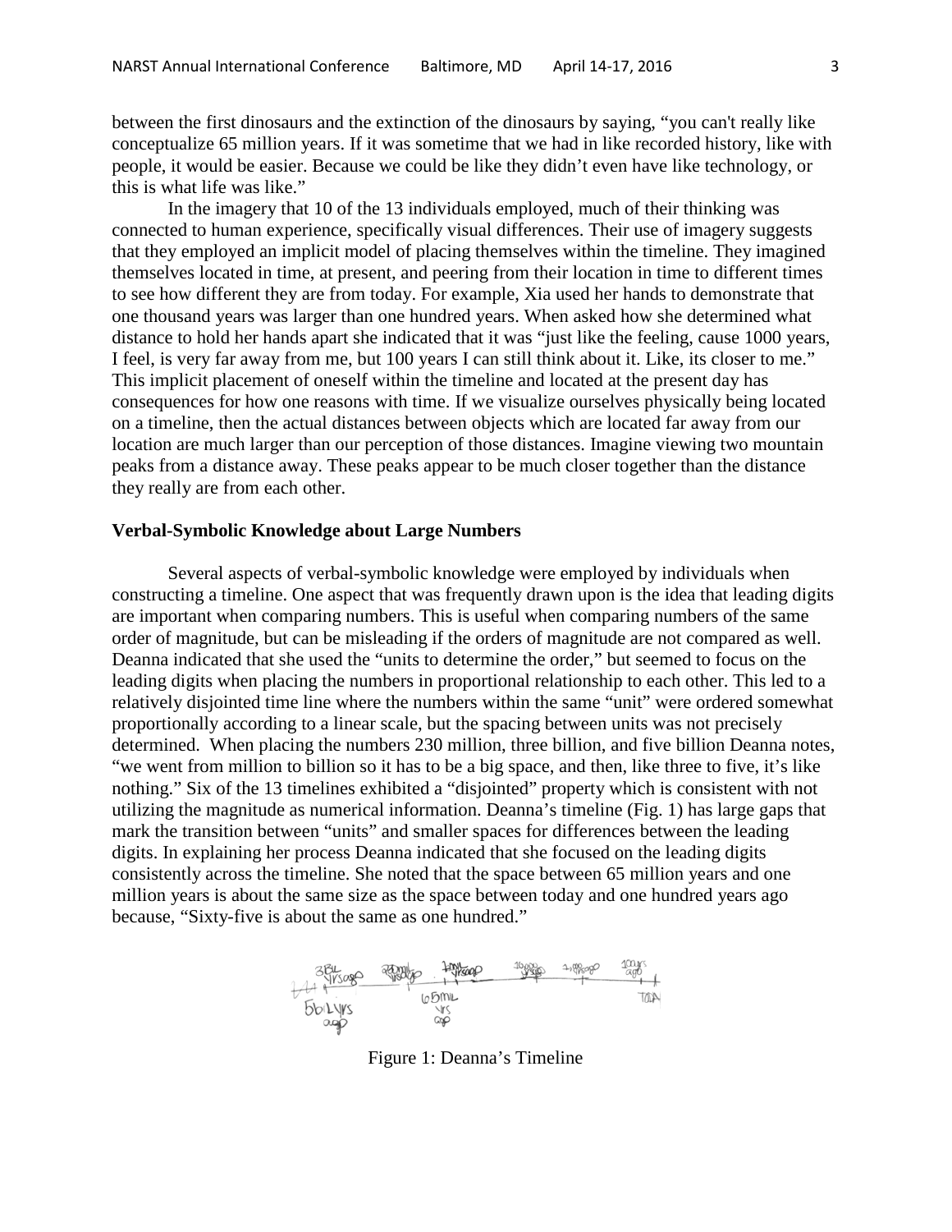between the first dinosaurs and the extinction of the dinosaurs by saying, "you can't really like conceptualize 65 million years. If it was sometime that we had in like recorded history, like with people, it would be easier. Because we could be like they didn't even have like technology, or this is what life was like."

In the imagery that 10 of the 13 individuals employed, much of their thinking was connected to human experience, specifically visual differences. Their use of imagery suggests that they employed an implicit model of placing themselves within the timeline. They imagined themselves located in time, at present, and peering from their location in time to different times to see how different they are from today. For example, Xia used her hands to demonstrate that one thousand years was larger than one hundred years. When asked how she determined what distance to hold her hands apart she indicated that it was "just like the feeling, cause 1000 years, I feel, is very far away from me, but 100 years I can still think about it. Like, its closer to me." This implicit placement of oneself within the timeline and located at the present day has consequences for how one reasons with time. If we visualize ourselves physically being located on a timeline, then the actual distances between objects which are located far away from our location are much larger than our perception of those distances. Imagine viewing two mountain peaks from a distance away. These peaks appear to be much closer together than the distance they really are from each other.

### Verbal-Symbolic Knowledge about Large Numbers

Several aspects of verbal-symbolic knowledge were employed by individuals when constructing a timeline. One aspect that was frequently drawn upon is the idea that leading digits are important when comparing numbers. This is useful when comparing numbers of the same order of magnitude, but can be misleading if the orders of magnitude are not compared as well. Deanna indicated that she used the "units to determine the order," but seemed to focus on the leading digits when placing the numbers in proportional relationship to each other. This led to a relatively disjointed time line where the numbers within the same "unit" were ordered somewhat proportionally according to a linear scale, but the spacing between units was not precisely determined. When placing the numbers 230 million, three billion, and five billion Deanna notes, "we went from million to billion so it has to be a big space, and then, like three to five, it's like nothing." Six of the 13 timelines exhibited a "disjointed" property which is consistent with not utilizing the magnitude as numerical information. Deanna's timeline (Fig. 1) has large gaps that mark the transition between "units" and smaller spaces for differences between the leading digits. In explaining her process Deanna indicated that she focused on the leading digits consistently across the timeline. She noted that the space between 65 million years and one million years is about the same size as the space between today and one hundred years ago because, "Sixty-five is about the same as one hundred."

Figure 1: Deanna's Timeline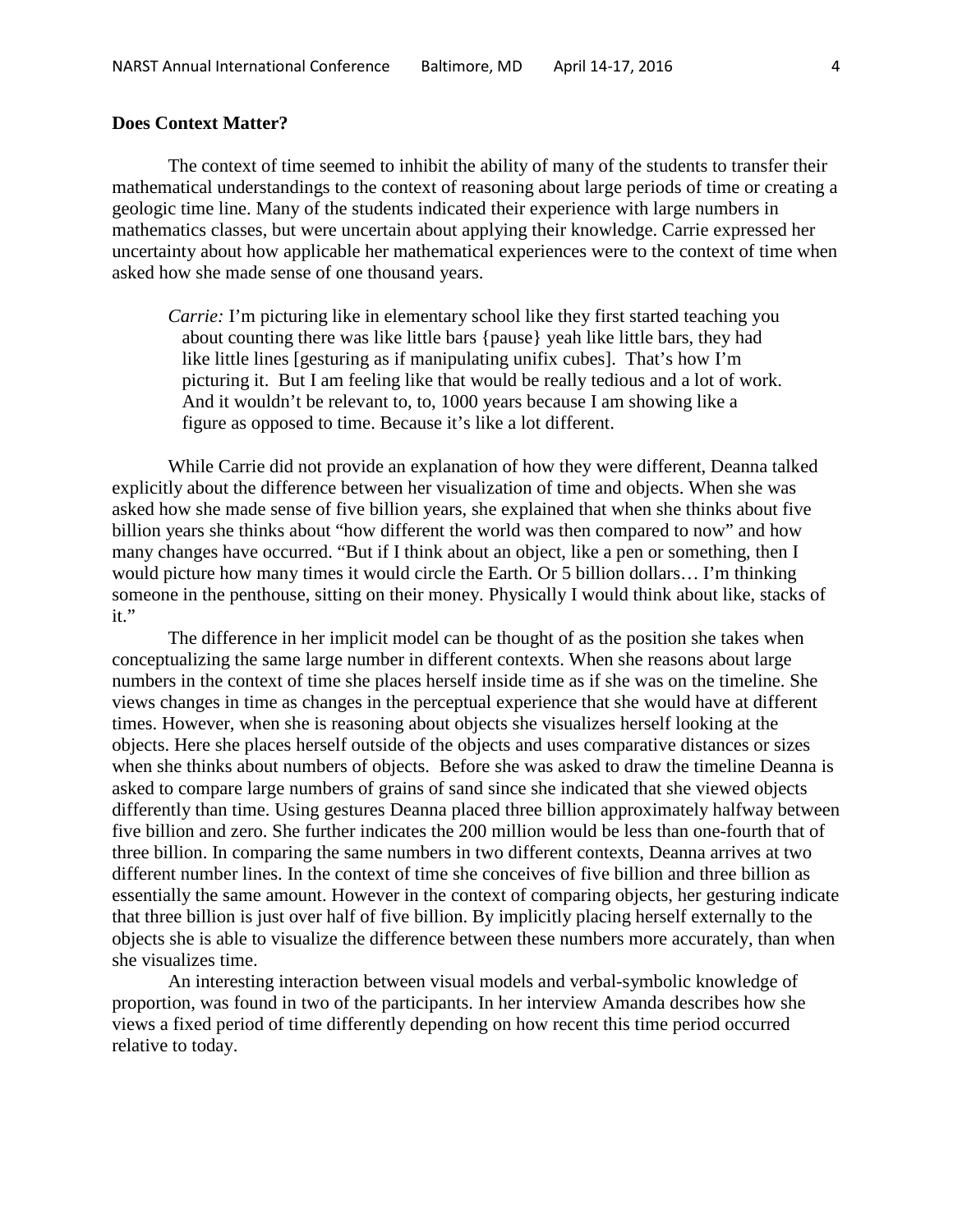**Does Context Matter?**

The context of time seemed to inhibit the ability of many of the students to transfer their mathematical understandings to the context of reasoning about large periods of time or creating a geologic time line. Many of the students indicated their experience with large numbers in mathematics classes, but were uncertain about applying their knowledge. Carrie expressed her uncertainty about how applicable her mathematical experiences were to the context of time when asked how she made sense of one thousand years.

> *Carrie:* I'm picturing like in elementary school like they first started teaching you about counting there was like little bars {pause} yeah like little bars, they had like little lines [gesturing as if manipulating unifix cubes]. That's how I'm picturing it. But I am feeling like that would be really tedious and a lot of work. And it wouldn't be relevant to, to, 1000 years because I am showing like a figure as opposed to time. Because it's like a lot different.

While Carrie did not provide an explanation of how they were different, Deanna talked explicitly about the difference between her visualization of time and objects. When she was asked how she made sense of five billion years, she explained that when she thinks about five billion years she thinks about "how different the world was then compared to now" and how many changes have occurred. "But if I think about an object, like a pen or something, then I would picture how many times it would circle the Earth. Or 5 billion dollars… I'm thinking someone in the penthouse, sitting on their money. Physically I would think about like, stacks of it."

The difference in her implicit model can be thought of as the position she takes when conceptualizing the same large number in different contexts. When she reasons about large numbers in the context of time she places herself inside time as if she was on the timeline. She views changes in time as changes in the perceptual experience that she would have at different times. However, when she is reasoning about objects she visualizes herself looking at the objects. Here she places herself outside of the objects and uses comparative distances or sizes when she thinks about numbers of objects. Before she was asked to draw the timeline Deanna is asked to compare large numbers of grains of sand since she indicated that she viewed objects differently than time. Using gestures Deanna placed three billion approximately halfway between five billion and zero. She further indicates the 200 million would be less than one-fourth that of three billion. In comparing the same numbers in two different contexts, Deanna arrives at two different number lines. In the context of time she conceives of five billion and three billion as essentially the same amount. However in the context of comparing objects, her gesturing indicate that three billion is just over half of five billion. By implicitly placing herself externally to the objects she is able to visualize the difference between these numbers more accurately, than when she visualizes time.

An interesting interaction between visual models and verbal-symbolic knowledge of proportion, was found in two of the participants. In her interview Amanda describes how she views a fixed period of time differently depending on how recent this time period occurred relative to today.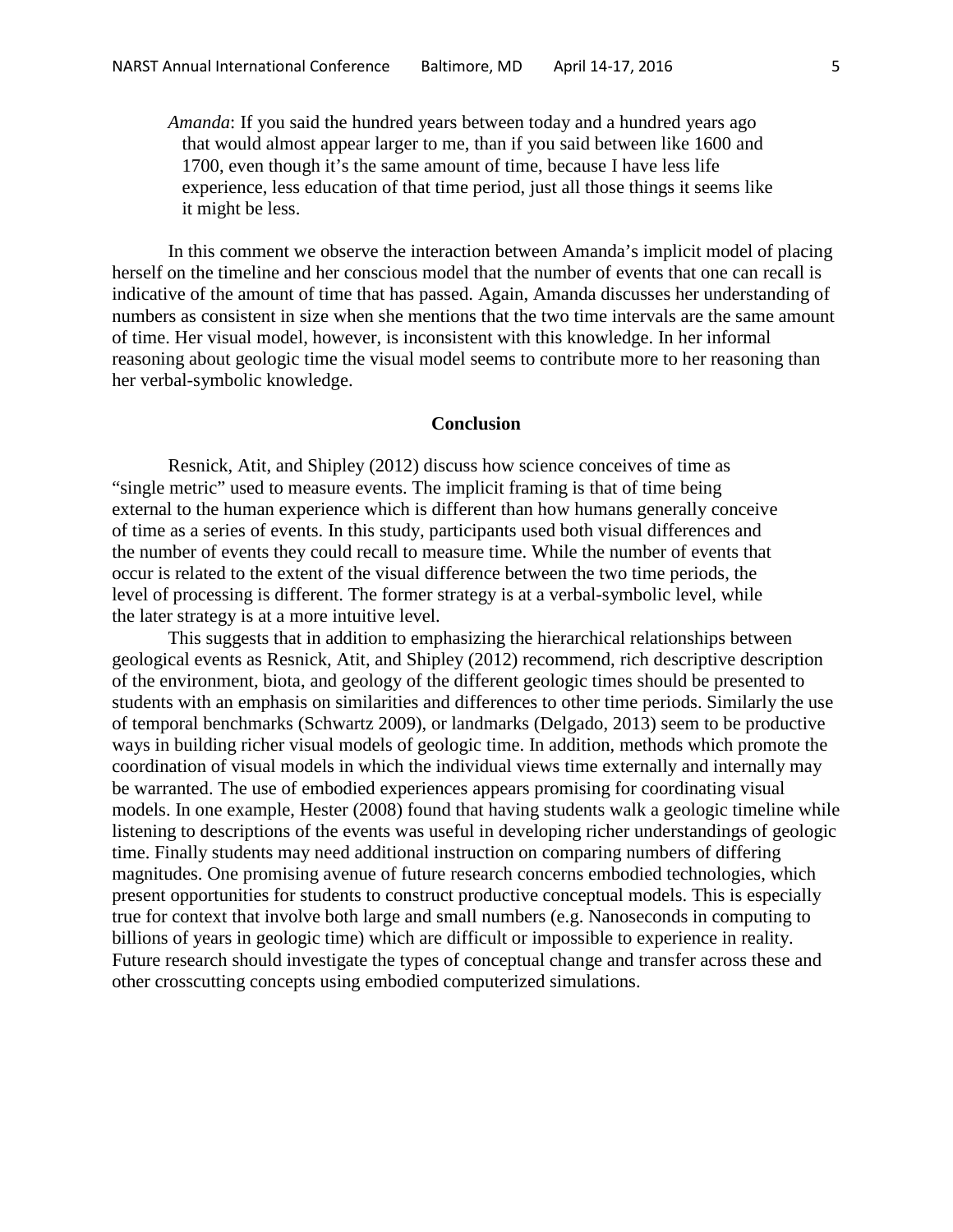*Amanda*: If you said the hundred years between today and a hundred years ago that would almost appear larger to me, than if you said between like 1600 and 1700, even though it's the same amount of time, because I have less life experience, less education of that time period, just all those things it seems like it might be less.

In this comment we observe the interaction between Amanda's implicit model of placing herself on the timeline and her conscious model that the number of events that one can recall is indicative of the amount of time that has passed. Again, Amanda discusses her understanding of numbers as consistent in size when she mentions that the two time intervals are the same amount of time. Her visual model, however, is inconsistent with this knowledge. In her informal reasoning about geologic time the visual model seems to contribute more to her reasoning than her verbal-symbolic knowledge.

## Conclusion

Resnick, Atit, and Shipley (2012) discuss how science conceives of time as "single metric" used to measure events. The implicit framing is that of time being external to the human experience which is different than how humans generally conceive of time as a series of events. In this study, participants used both visual differences and the number of events they could recall to measure time. While the number of events that occur is related to the extent of the visual difference between the two time periods, the level of processing is different. The former strategy is at a verbal-symbolic level, while the later strategy is at a more intuitive level.

This suggests that in addition to emphasizing the hierarchical relationships between geological events as Resnick, Atit, and Shipley (2012) recommend, rich descriptive description of the environment, biota, and geology of the different geologic times should be presented to students with an emphasis on similarities and differences to other time periods. Similarly the use of temporal benchmarks (Schwartz 2009), or landmarks (Delgado, 2013) seem to be productive ways in building richer visual models of geologic time. In addition, methods which promote the coordination of visual models in which the individual views time externally and internally may be warranted. The use of embodied experiences appears promising for coordinating visual models. In one example, Hester (2008) found that having students walk a geologic timeline while listening to descriptions of the events was useful in developing richer understandings of geologic time. Finally students may need additional instruction on comparing numbers of differing magnitudes. One promising avenue of future research concerns embodied technologies, which present opportunities for students to construct productive conceptual models. This is especially true for context that involve both large and small numbers (e.g. Nanoseconds in computing to billions of years in geologic time) which are difficult or impossible to experience in reality. Future research should investigate the types of conceptual change and transfer across these and other crosscutting concepts using embodied computerized simulations.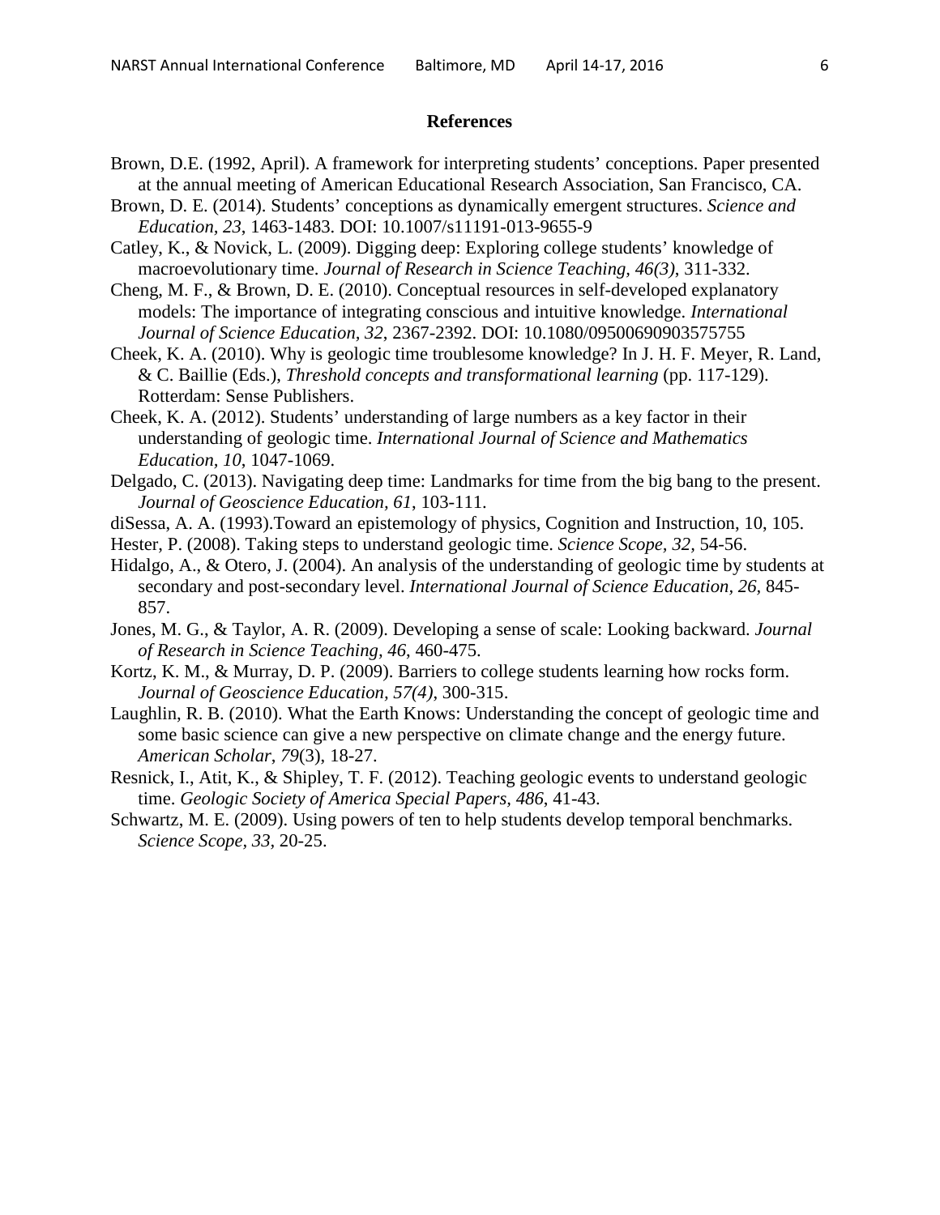# References

Brown, D.E. (1992, April). A framework for interpreting students' conceptions. Paper presented at the annual meeting of American Educational Research Association, San Francisco, CA.

Brown, D. E. (2014). Students' conceptions as dynamically emergent structures. *Science and Education, 23*, 1463-1483. DOI: 10.1007/s11191-013-9655-9

Catley, K., & Novick, L. (2009). Digging deep: Exploring college students' knowledge of macroevolutionary time. *Journal of Research in Science Teaching, 46(3)*, 311-332.

Cheng, M. F., & Brown, D. E. (2010). Conceptual resources in self-developed explanatory models: The importance of integrating conscious and intuitive knowledge. *International Journal of Science Education, 32*, 2367-2392. DOI: 10.1080/09500690903575755

Cheek, K. A. (2010). Why is geologic time troublesome knowledge? In J. H. F. Meyer, R. Land, & C. Baillie (Eds.), *Threshold concepts and transformational learning* (pp. 117-129). Rotterdam: Sense Publishers.

Cheek, K. A. (2012). Students' understanding of large numbers as a key factor in their understanding of geologic time. *International Journal of Science and Mathematics Education, 10*, 1047-1069.

Delgado, C. (2013). Navigating deep time: Landmarks for time from the big bang to the present. *Journal of Geoscience Education, 61*, 103-111.

diSessa, A. A. (1993).Toward an epistemology of physics, Cognition and Instruction, 10, 105.

Hester, P. (2008). Taking steps to understand geologic time. *Science Scope, 32*, 54-56.

Hidalgo, A., & Otero, J. (2004). An analysis of the understanding of geologic time by students at secondary and post-secondary level. *International Journal of Science Education, 26*, 845-857.

Jones, M. G., & Taylor, A. R. (2009). Developing a sense of scale: Looking backward. *Journal of Research in Science Teaching, 46*, 460-475.

Kortz, K. M., & Murray, D. P. (2009). Barriers to college students learning how rocks form. *Journal of Geoscience Education, 57(4)*, 300-315.

Laughlin, R. B. (2010). What the Earth Knows: Understanding the concept of geologic time and some basic science can give a new perspective on climate change and the energy future. *American Scholar, 79*(3), 18-27.

Resnick, I., Atit, K., & Shipley, T. F. (2012). Teaching geologic events to understand geologic time. *Geologic Society of America Special Papers, 486*, 41-43.

Schwartz, M. E. (2009). Using powers of ten to help students develop temporal benchmarks. *Science Scope, 33*, 20-25.